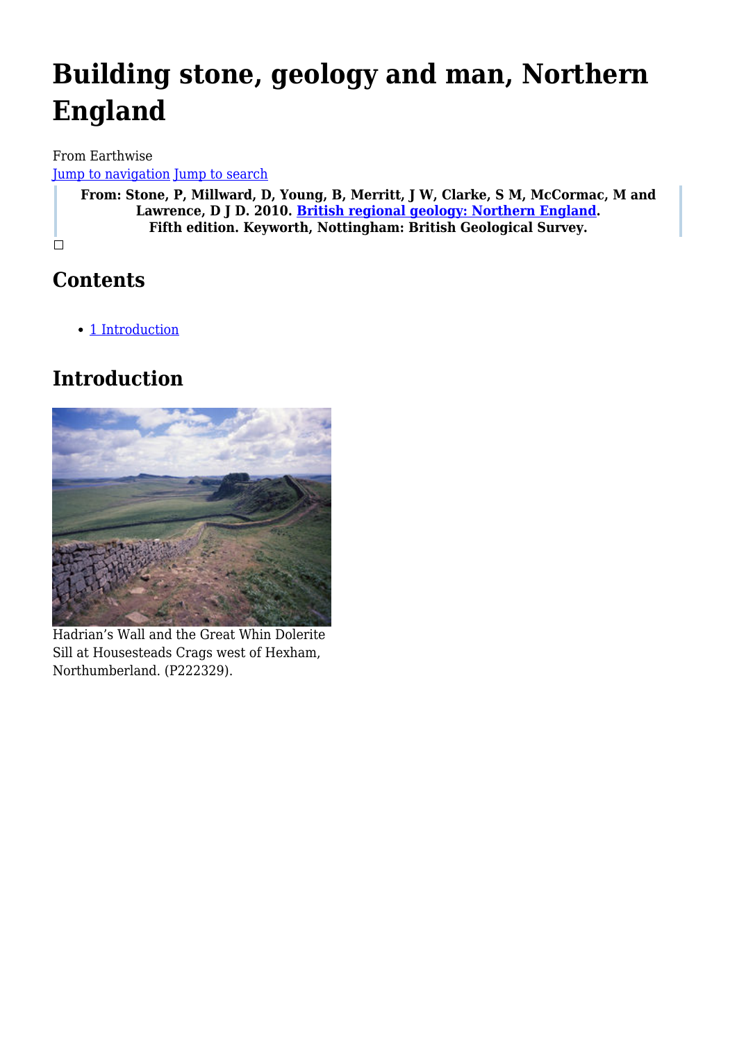# Building stone, geology and man, Northern England

From Earthwise

Jump to navigation Jump to search

**From: Stone, P, Millward, D, Young, B, Merritt, J W, Clarke, S M, McCormac, M and Lawrence, D J D. 2010. British regional geology: Northern England. Fifth edition. Keyworth, Nottingham: British Geological Survey.**

## Contents

- 1 Introduction

## Introduction

Hadrian's Wall and the Great Whin Dolerite Sill at Housesteads Crags west of Hexham, Northumberland. (P222329).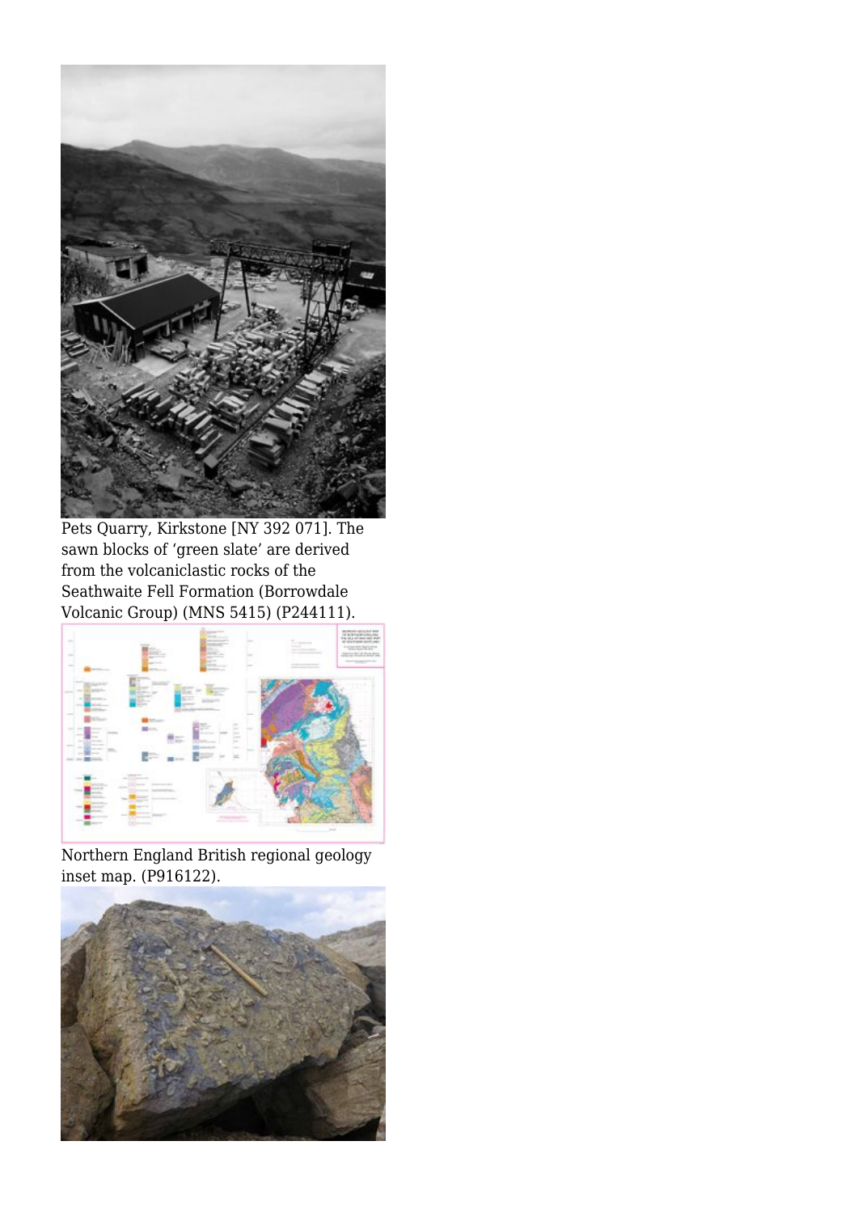Pets Quarry, Kirkstone [NY 392 071]. The sawn blocks of 'green slate' are derived from the volcaniclastic rocks of the Seathwaite Fell Formation (Borrowdale Volcanic Group) (MNS 5415) (P244111).

Northern England British regional geology inset map. (P916122).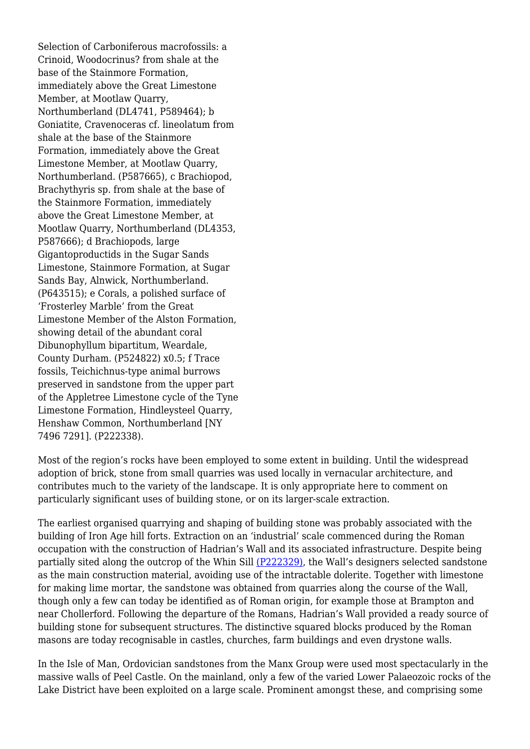Selection of Carboniferous macrofossils: a Crinoid, Woodocrinus? from shale at the base of the Stainmore Formation, immediately above the Great Limestone Member, at Mootlaw Quarry, Northumberland (DL4741, P589464); b Goniatite, Cravenoceras cf. lineolatum from shale at the base of the Stainmore Formation, immediately above the Great Limestone Member, at Mootlaw Quarry, Northumberland. (P587665), c Brachiopod, Brachythyris sp. from shale at the base of the Stainmore Formation, immediately above the Great Limestone Member, at Mootlaw Quarry, Northumberland (DL4353, P587666); d Brachiopods, large Gigantoproductids in the Sugar Sands Limestone, Stainmore Formation, at Sugar Sands Bay, Alnwick, Northumberland. (P643515); e Corals, a polished surface of 'Frosterley Marble' from the Great Limestone Member of the Alston Formation, showing detail of the abundant coral Dibunophyllum bipartitum, Weardale, County Durham. (P524822) x0.5; f Trace fossils, Teichichnus-type animal burrows preserved in sandstone from the upper part of the Appletree Limestone cycle of the Tyne Limestone Formation, Hindleysteel Quarry, Henshaw Common, Northumberland [NY 7496 7291]. (P222338).

Most of the region's rocks have been employed to some extent in building. Until the widespread adoption of brick, stone from small quarries was used locally in vernacular architecture, and contributes much to the variety of the landscape. It is only appropriate here to comment on particularly significant uses of building stone, or on its larger-scale extraction.

The earliest organised quarrying and shaping of building stone was probably associated with the building of Iron Age hill forts. Extraction on an 'industrial' scale commenced during the Roman occupation with the construction of Hadrian's Wall and its associated infrastructure. Despite being partially sited along the outcrop of the Whin Sill (P222329), the Wall's designers selected sandstone as the main construction material, avoiding use of the intractable dolerite. Together with limestone for making lime mortar, the sandstone was obtained from quarries along the course of the Wall, though only a few can today be identified as of Roman origin, for example those at Brampton and near Chollerford. Following the departure of the Romans, Hadrian's Wall provided a ready source of building stone for subsequent structures. The distinctive squared blocks produced by the Roman masons are today recognisable in castles, churches, farm buildings and even drystone walls.

In the Isle of Man, Ordovician sandstones from the Manx Group were used most spectacularly in the massive walls of Peel Castle. On the mainland, only a few of the varied Lower Palaeozoic rocks of the Lake District have been exploited on a large scale. Prominent amongst these, and comprising some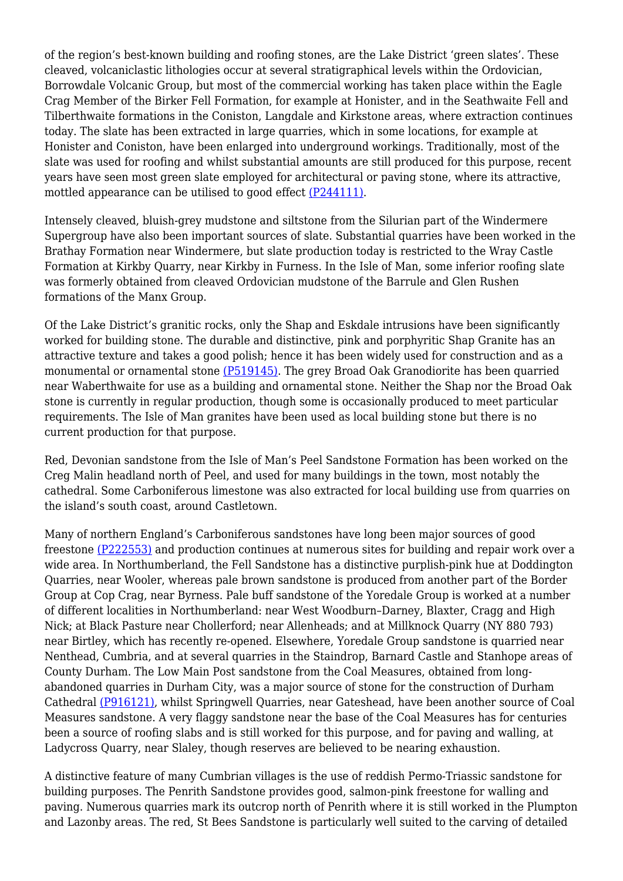of the region's best-known building and roofing stones, are the Lake District 'green slates'. These cleaved, volcaniclastic lithologies occur at several stratigraphical levels within the Ordovician, Borrowdale Volcanic Group, but most of the commercial working has taken place within the Eagle Crag Member of the Birker Fell Formation, for example at Honister, and in the Seathwaite Fell and Tilberthwaite formations in the Coniston, Langdale and Kirkstone areas, where extraction continues today. The slate has been extracted in large quarries, which in some locations, for example at Honister and Coniston, have been enlarged into underground workings. Traditionally, most of the slate was used for roofing and whilst substantial amounts are still produced for this purpose, recent years have seen most green slate employed for architectural or paving stone, where its attractive, mottled appearance can be utilised to good effect (P244111).

Intensely cleaved, bluish-grey mudstone and siltstone from the Silurian part of the Windermere Supergroup have also been important sources of slate. Substantial quarries have been worked in the Brathay Formation near Windermere, but slate production today is restricted to the Wray Castle Formation at Kirkby Quarry, near Kirkby in Furness. In the Isle of Man, some inferior roofing slate was formerly obtained from cleaved Ordovician mudstone of the Barrule and Glen Rushen formations of the Manx Group.

Of the Lake District's granitic rocks, only the Shap and Eskdale intrusions have been significantly worked for building stone. The durable and distinctive, pink and porphyritic Shap Granite has an attractive texture and takes a good polish; hence it has been widely used for construction and as a monumental or ornamental stone (P519145). The grey Broad Oak Granodiorite has been quarried near Waberthwaite for use as a building and ornamental stone. Neither the Shap nor the Broad Oak stone is currently in regular production, though some is occasionally produced to meet particular requirements. The Isle of Man granites have been used as local building stone but there is no current production for that purpose.

Red, Devonian sandstone from the Isle of Man's Peel Sandstone Formation has been worked on the Creg Malin headland north of Peel, and used for many buildings in the town, most notably the cathedral. Some Carboniferous limestone was also extracted for local building use from quarries on the island's south coast, around Castletown.

Many of northern England's Carboniferous sandstones have long been major sources of good freestone (P222553) and production continues at numerous sites for building and repair work over a wide area. In Northumberland, the Fell Sandstone has a distinctive purplish-pink hue at Doddington Quarries, near Wooler, whereas pale brown sandstone is produced from another part of the Border Group at Cop Crag, near Byrness. Pale buff sandstone of the Yoredale Group is worked at a number of different localities in Northumberland: near West Woodburn–Darney, Blaxter, Cragg and High Nick; at Black Pasture near Chollerford; near Allenheads; and at Millknock Quarry (NY 880 793) near Birtley, which has recently re-opened. Elsewhere, Yoredale Group sandstone is quarried near Nenthead, Cumbria, and at several quarries in the Staindrop, Barnard Castle and Stanhope areas of County Durham. The Low Main Post sandstone from the Coal Measures, obtained from long-abandoned quarries in Durham City, was a major source of stone for the construction of Durham Cathedral (P916121), whilst Springwell Quarries, near Gateshead, have been another source of Coal Measures sandstone. A very flaggy sandstone near the base of the Coal Measures has for centuries been a source of roofing slabs and is still worked for this purpose, and for paving and walling, at Ladycross Quarry, near Slaley, though reserves are believed to be nearing exhaustion.

A distinctive feature of many Cumbrian villages is the use of reddish Permo-Triassic sandstone for building purposes. The Penrith Sandstone provides good, salmon-pink freestone for walling and paving. Numerous quarries mark its outcrop north of Penrith where it is still worked in the Plumpton and Lazonby areas. The red, St Bees Sandstone is particularly well suited to the carving of detailed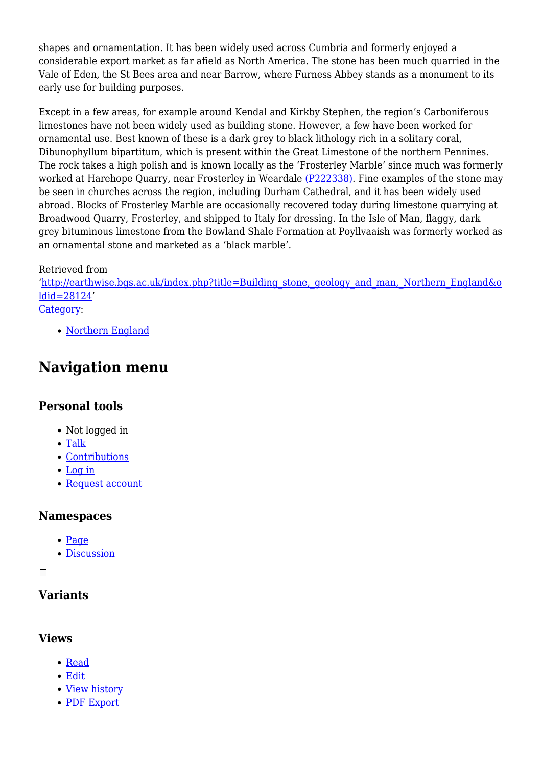shapes and ornamentation. It has been widely used across Cumbria and formerly enjoyed a considerable export market as far afield as North America. The stone has been much quarried in the Vale of Eden, the St Bees area and near Barrow, where Furness Abbey stands as a monument to its early use for building purposes.

Except in a few areas, for example around Kendal and Kirkby Stephen, the region's Carboniferous limestones have not been widely used as building stone. However, a few have been worked for ornamental use. Best known of these is a dark grey to black lithology rich in a solitary coral, Dibunophyllum bipartitum, which is present within the Great Limestone of the northern Pennines. The rock takes a high polish and is known locally as the 'Frosterley Marble' since much was formerly worked at Harehope Quarry, near Frosterley in Weardale (P222338). Fine examples of the stone may be seen in churches across the region, including Durham Cathedral, and it has been widely used abroad. Blocks of Frosterley Marble are occasionally recovered today during limestone quarrying at Broadwood Quarry, Frosterley, and shipped to Italy for dressing. In the Isle of Man, flaggy, dark grey bituminous limestone from the Bowland Shale Formation at Poyllvaaish was formerly worked as an ornamental stone and marketed as a 'black marble'.

Retrieved from 'http://earthwise.bgs.ac.uk/index.php?title=Building_stone,_geology_and_man,_Northern_England&oldid=28124'
Category:

- Northern England

## Navigation menu

### Personal tools

- Not logged in
- Talk
- Contributions
- Log in
- Request account

### Namespaces

- Page
- Discussion

### Variants

### Views

- Read
- Edit
- View history
- PDF Export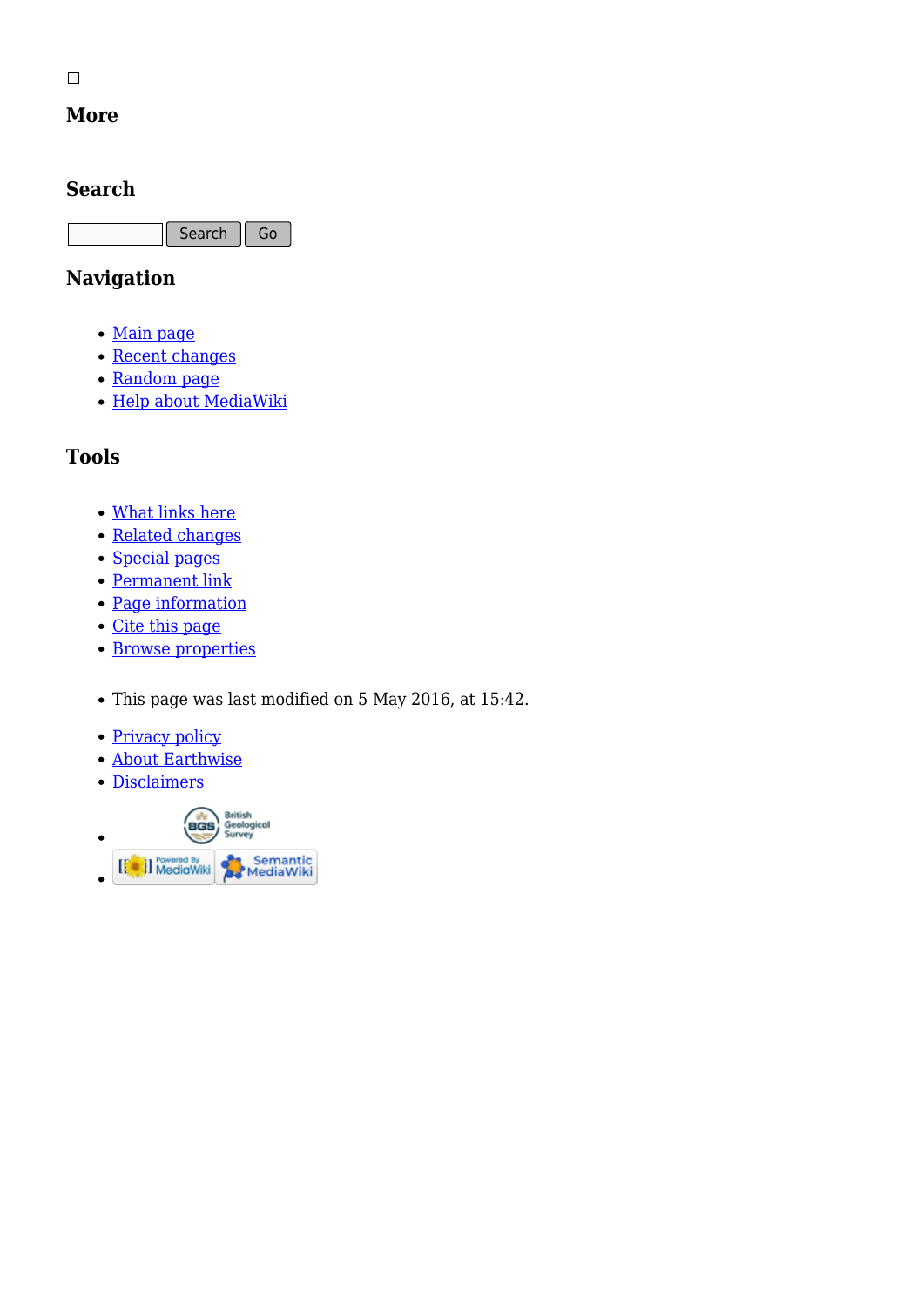### More

### Search

Search Go

### Navigation

- Main page
- Recent changes
- Random page
- Help about MediaWiki

### Tools

- What links here
- Related changes
- Special pages
- Permanent link
- Page information
- Cite this page
- Browse properties

- This page was last modified on 5 May 2016, at 15:42.

- Privacy policy
- About Earthwise
- Disclaimers